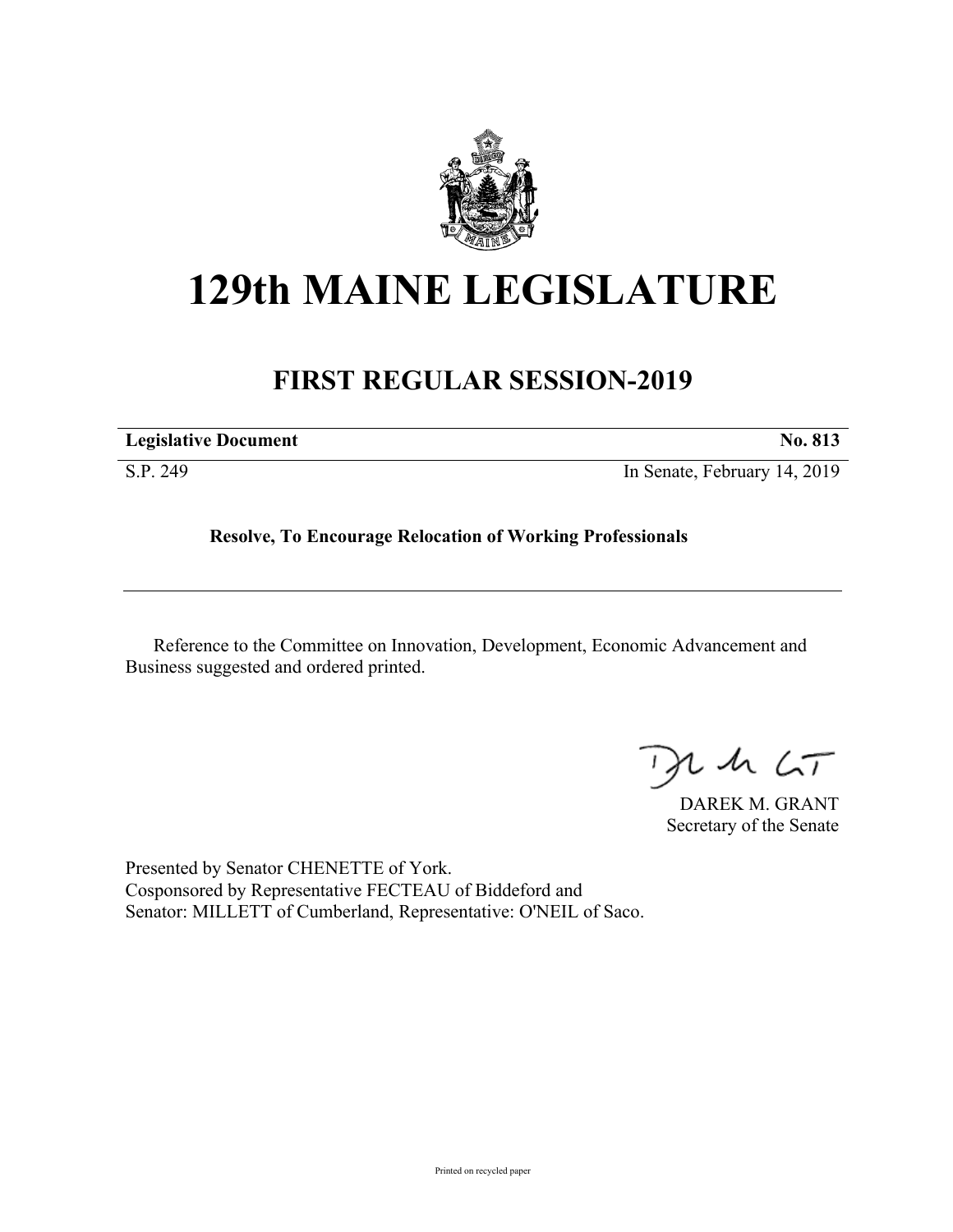# 129th MAINE LEGISLATURE

## FIRST REGULAR SESSION-2019

**Legislative Document** **No. 813**

S.P. 249 In Senate, February 14, 2019

**Resolve, To Encourage Relocation of Working Professionals**

---

Reference to the Committee on Innovation, Development, Economic Advancement and Business suggested and ordered printed.

DAREK M. GRANT
Secretary of the Senate

Presented by Senator CHENETTE of York.
Cosponsored by Representative FECTEAU of Biddeford and
Senator: MILLETT of Cumberland, Representative: O'NEIL of Saco.

Printed on recycled paper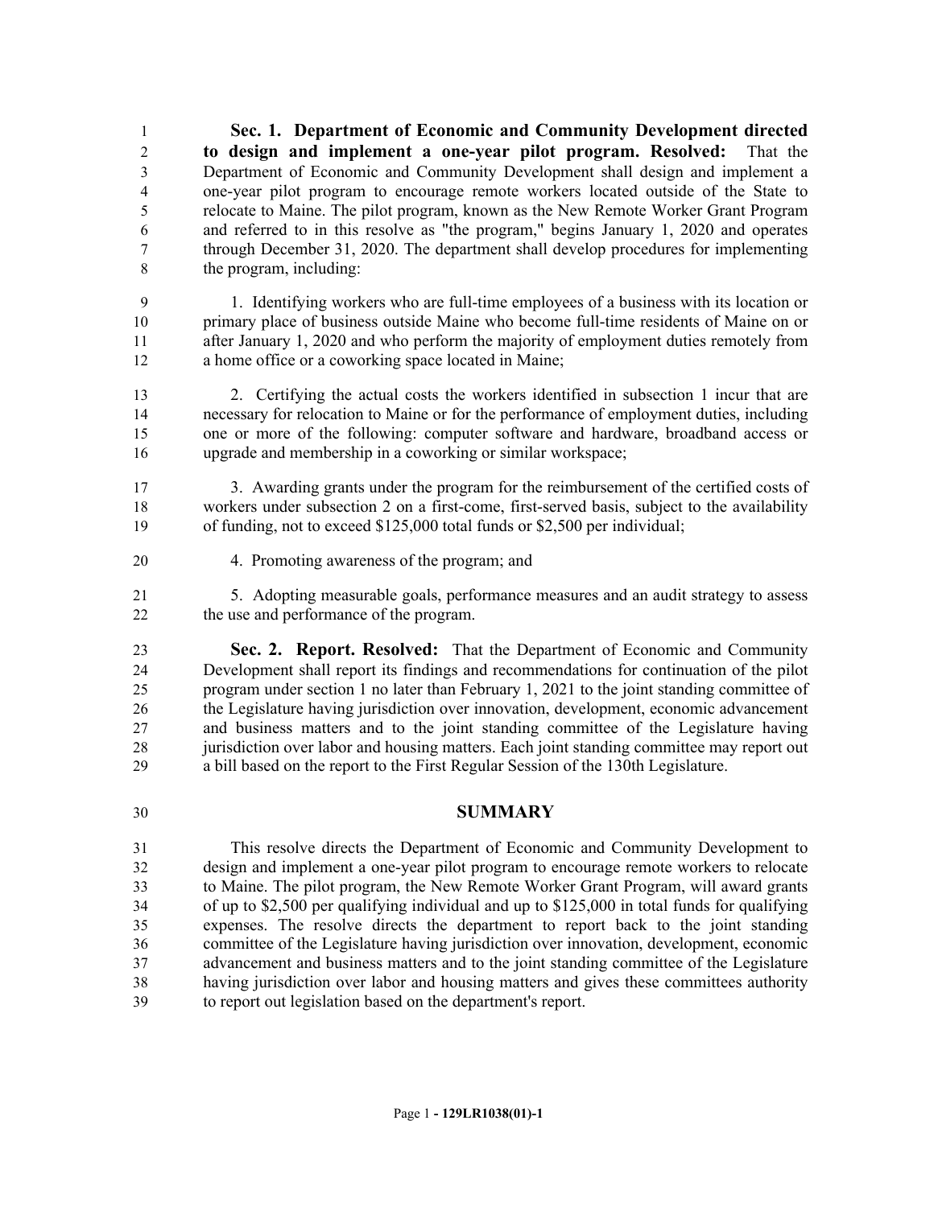**Sec. 1. Department of Economic and Community Development directed to design and implement a one-year pilot program. Resolved:** That the Department of Economic and Community Development shall design and implement a one-year pilot program to encourage remote workers located outside of the State to relocate to Maine. The pilot program, known as the New Remote Worker Grant Program and referred to in this resolve as "the program," begins January 1, 2020 and operates through December 31, 2020. The department shall develop procedures for implementing the program, including:

1. Identifying workers who are full-time employees of a business with its location or primary place of business outside Maine who become full-time residents of Maine on or after January 1, 2020 and who perform the majority of employment duties remotely from a home office or a coworking space located in Maine;

2. Certifying the actual costs the workers identified in subsection 1 incur that are necessary for relocation to Maine or for the performance of employment duties, including one or more of the following: computer software and hardware, broadband access or upgrade and membership in a coworking or similar workspace;

3. Awarding grants under the program for the reimbursement of the certified costs of workers under subsection 2 on a first-come, first-served basis, subject to the availability of funding, not to exceed $125,000 total funds or $2,500 per individual;

4. Promoting awareness of the program; and

5. Adopting measurable goals, performance measures and an audit strategy to assess the use and performance of the program.

**Sec. 2. Report. Resolved:** That the Department of Economic and Community Development shall report its findings and recommendations for continuation of the pilot program under section 1 no later than February 1, 2021 to the joint standing committee of the Legislature having jurisdiction over innovation, development, economic advancement and business matters and to the joint standing committee of the Legislature having jurisdiction over labor and housing matters. Each joint standing committee may report out a bill based on the report to the First Regular Session of the 130th Legislature.

## SUMMARY

This resolve directs the Department of Economic and Community Development to design and implement a one-year pilot program to encourage remote workers to relocate to Maine. The pilot program, the New Remote Worker Grant Program, will award grants of up to $2,500 per qualifying individual and up to $125,000 in total funds for qualifying expenses. The resolve directs the department to report back to the joint standing committee of the Legislature having jurisdiction over innovation, development, economic advancement and business matters and to the joint standing committee of the Legislature having jurisdiction over labor and housing matters and gives these committees authority to report out legislation based on the department's report.